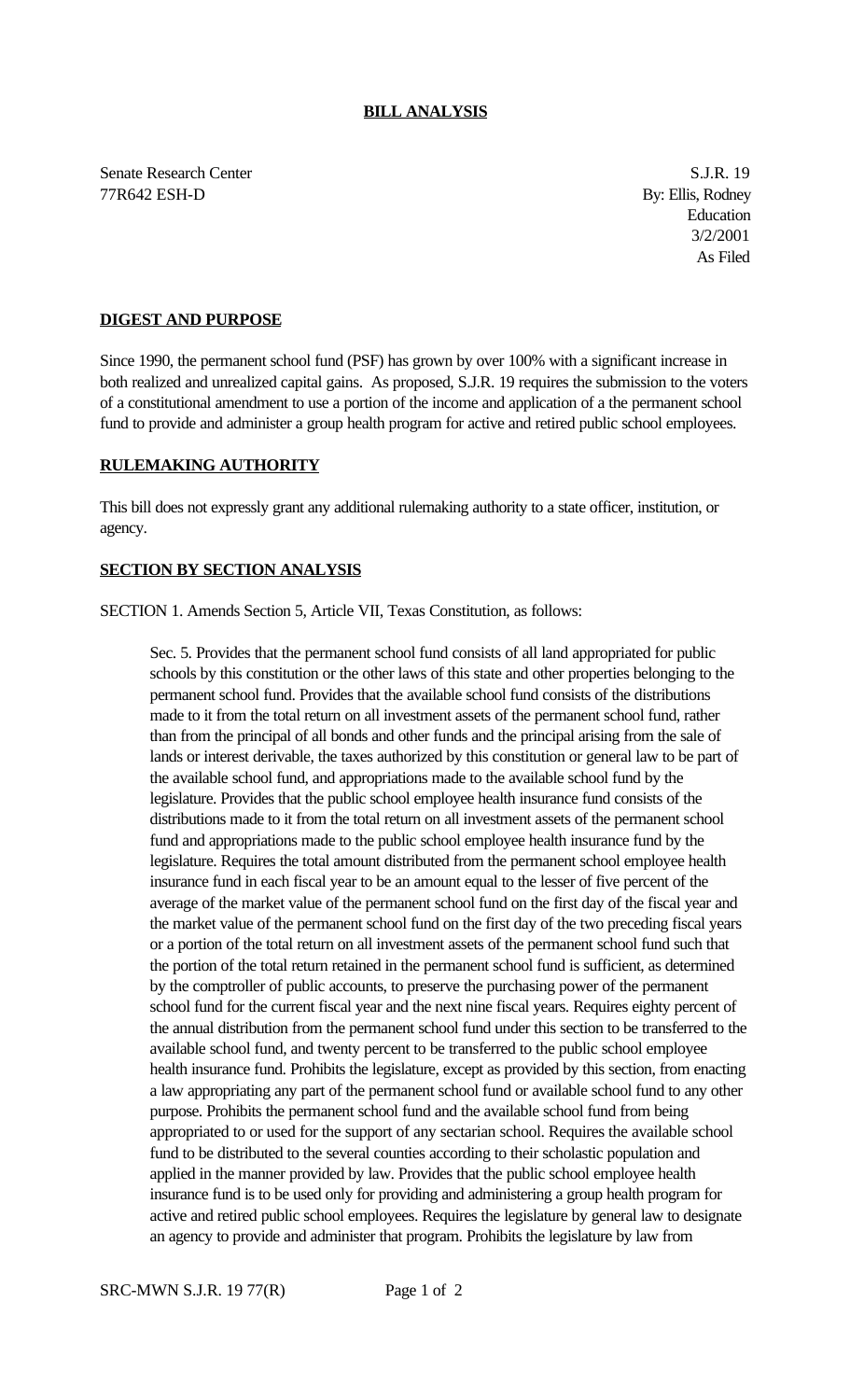**BILL ANALYSIS**

Senate Research Center
77R642 ESH-D

S.J.R. 19
By: Ellis, Rodney
Education
3/2/2001
As Filed

**DIGEST AND PURPOSE**

Since 1990, the permanent school fund (PSF) has grown by over 100% with a significant increase in both realized and unrealized capital gains. As proposed, S.J.R. 19 requires the submission to the voters of a constitutional amendment to use a portion of the income and application of a the permanent school fund to provide and administer a group health program for active and retired public school employees.

**RULEMAKING AUTHORITY**

This bill does not expressly grant any additional rulemaking authority to a state officer, institution, or agency.

**SECTION BY SECTION ANALYSIS**

SECTION 1. Amends Section 5, Article VII, Texas Constitution, as follows:

Sec. 5. Provides that the permanent school fund consists of all land appropriated for public schools by this constitution or the other laws of this state and other properties belonging to the permanent school fund. Provides that the available school fund consists of the distributions made to it from the total return on all investment assets of the permanent school fund, rather than from the principal of all bonds and other funds and the principal arising from the sale of lands or interest derivable, the taxes authorized by this constitution or general law to be part of the available school fund, and appropriations made to the available school fund by the legislature. Provides that the public school employee health insurance fund consists of the distributions made to it from the total return on all investment assets of the permanent school fund and appropriations made to the public school employee health insurance fund by the legislature. Requires the total amount distributed from the permanent school employee health insurance fund in each fiscal year to be an amount equal to the lesser of five percent of the average of the market value of the permanent school fund on the first day of the fiscal year and the market value of the permanent school fund on the first day of the two preceding fiscal years or a portion of the total return on all investment assets of the permanent school fund such that the portion of the total return retained in the permanent school fund is sufficient, as determined by the comptroller of public accounts, to preserve the purchasing power of the permanent school fund for the current fiscal year and the next nine fiscal years. Requires eighty percent of the annual distribution from the permanent school fund under this section to be transferred to the available school fund, and twenty percent to be transferred to the public school employee health insurance fund. Prohibits the legislature, except as provided by this section, from enacting a law appropriating any part of the permanent school fund or available school fund to any other purpose. Prohibits the permanent school fund and the available school fund from being appropriated to or used for the support of any sectarian school. Requires the available school fund to be distributed to the several counties according to their scholastic population and applied in the manner provided by law. Provides that the public school employee health insurance fund is to be used only for providing and administering a group health program for active and retired public school employees. Requires the legislature by general law to designate an agency to provide and administer that program. Prohibits the legislature by law from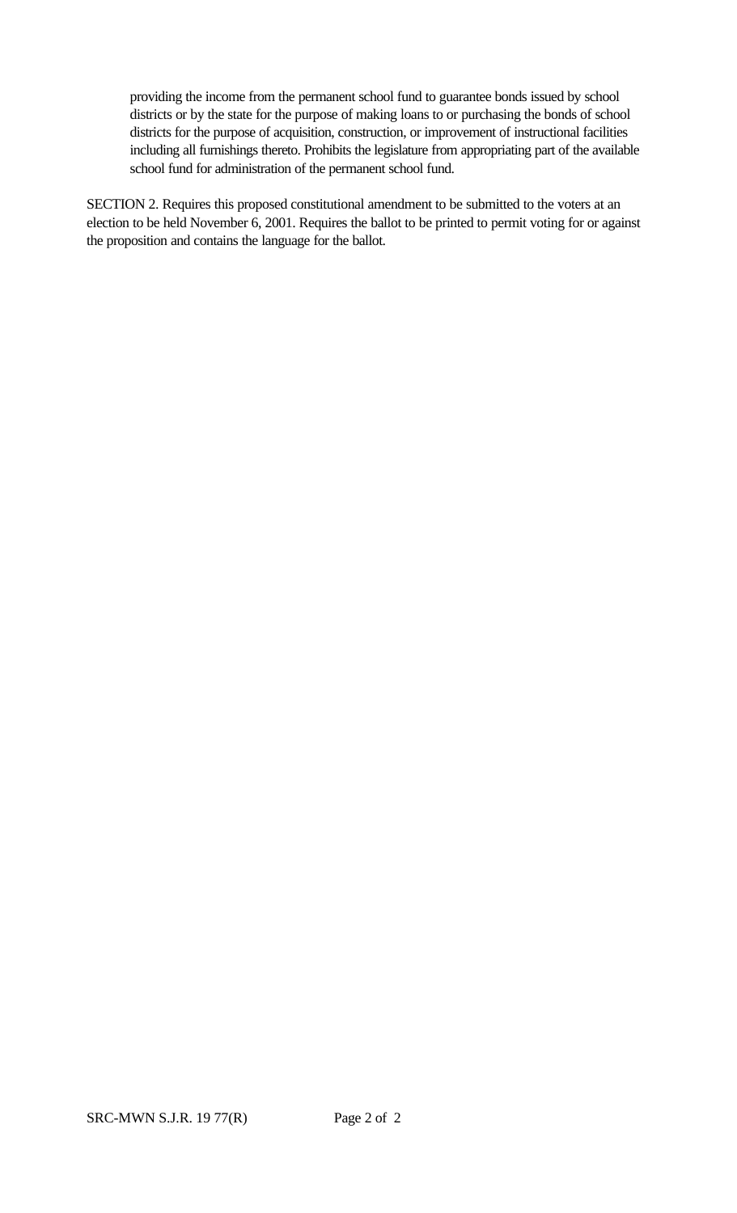providing the income from the permanent school fund to guarantee bonds issued by school districts or by the state for the purpose of making loans to or purchasing the bonds of school districts for the purpose of acquisition, construction, or improvement of instructional facilities including all furnishings thereto. Prohibits the legislature from appropriating part of the available school fund for administration of the permanent school fund.

SECTION 2. Requires this proposed constitutional amendment to be submitted to the voters at an election to be held November 6, 2001. Requires the ballot to be printed to permit voting for or against the proposition and contains the language for the ballot.